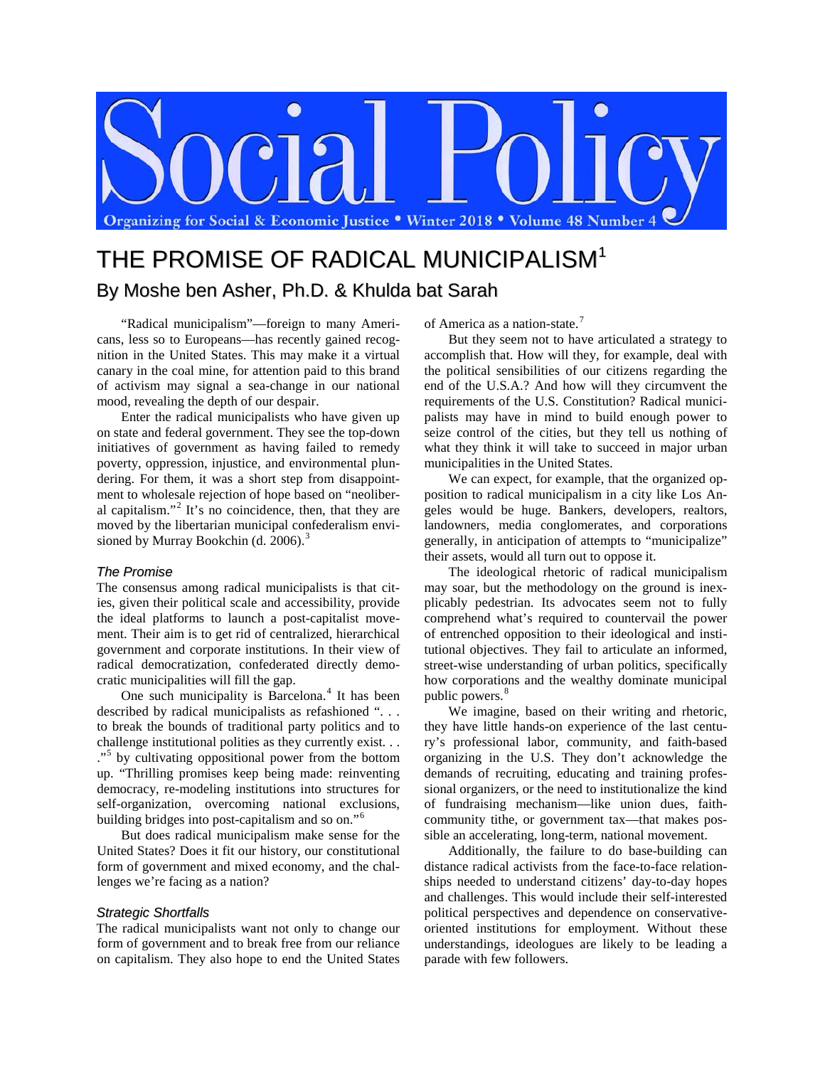# THE PROMISE OF RADICAL MUNICIPALISM[1]

## By Moshe ben Asher, Ph.D. & Khulda bat Sarah

"Radical municipalism"—foreign to many Americans, less so to Europeans—has recently gained recognition in the United States. This may make it a virtual canary in the coal mine, for attention paid to this brand of activism may signal a sea-change in our national mood, revealing the depth of our despair.

Enter the radical municipalists who have given up on state and federal government. They see the top-down initiatives of government as having failed to remedy poverty, oppression, injustice, and environmental plundering. For them, it was a short step from disappointment to wholesale rejection of hope based on "neoliberal capitalism."[2] It's no coincidence, then, that they are moved by the libertarian municipal confederalism envisioned by Murray Bookchin (d. 2006).[3]

### *The Promise*

The consensus among radical municipalists is that cities, given their political scale and accessibility, provide the ideal platforms to launch a post-capitalist movement. Their aim is to get rid of centralized, hierarchical government and corporate institutions. In their view of radical democratization, confederated directly democratic municipalities will fill the gap.

One such municipality is Barcelona.[4] It has been described by radical municipalists as refashioned ". . . to break the bounds of traditional party politics and to challenge institutional polities as they currently exist. . . ."[5] by cultivating oppositional power from the bottom up. "Thrilling promises keep being made: reinventing democracy, re-modeling institutions into structures for self-organization, overcoming national exclusions, building bridges into post-capitalism and so on."[6]

But does radical municipalism make sense for the United States? Does it fit our history, our constitutional form of government and mixed economy, and the challenges we're facing as a nation?

### *Strategic Shortfalls*

The radical municipalists want not only to change our form of government and to break free from our reliance on capitalism. They also hope to end the United States of America as a nation-state.[7]

But they seem not to have articulated a strategy to accomplish that. How will they, for example, deal with the political sensibilities of our citizens regarding the end of the U.S.A.? And how will they circumvent the requirements of the U.S. Constitution? Radical municipalists may have in mind to build enough power to seize control of the cities, but they tell us nothing of what they think it will take to succeed in major urban municipalities in the United States.

We can expect, for example, that the organized opposition to radical municipalism in a city like Los Angeles would be huge. Bankers, developers, realtors, landowners, media conglomerates, and corporations generally, in anticipation of attempts to "municipalize" their assets, would all turn out to oppose it.

The ideological rhetoric of radical municipalism may soar, but the methodology on the ground is inexplicably pedestrian. Its advocates seem not to fully comprehend what's required to countervail the power of entrenched opposition to their ideological and institutional objectives. They fail to articulate an informed, street-wise understanding of urban politics, specifically how corporations and the wealthy dominate municipal public powers.[8]

We imagine, based on their writing and rhetoric, they have little hands-on experience of the last century's professional labor, community, and faith-based organizing in the U.S. They don't acknowledge the demands of recruiting, educating and training professional organizers, or the need to institutionalize the kind of fundraising mechanism—like union dues, faith-community tithe, or government tax—that makes possible an accelerating, long-term, national movement.

Additionally, the failure to do base-building can distance radical activists from the face-to-face relationships needed to understand citizens' day-to-day hopes and challenges. This would include their self-interested political perspectives and dependence on conservative-oriented institutions for employment. Without these understandings, ideologues are likely to be leading a parade with few followers.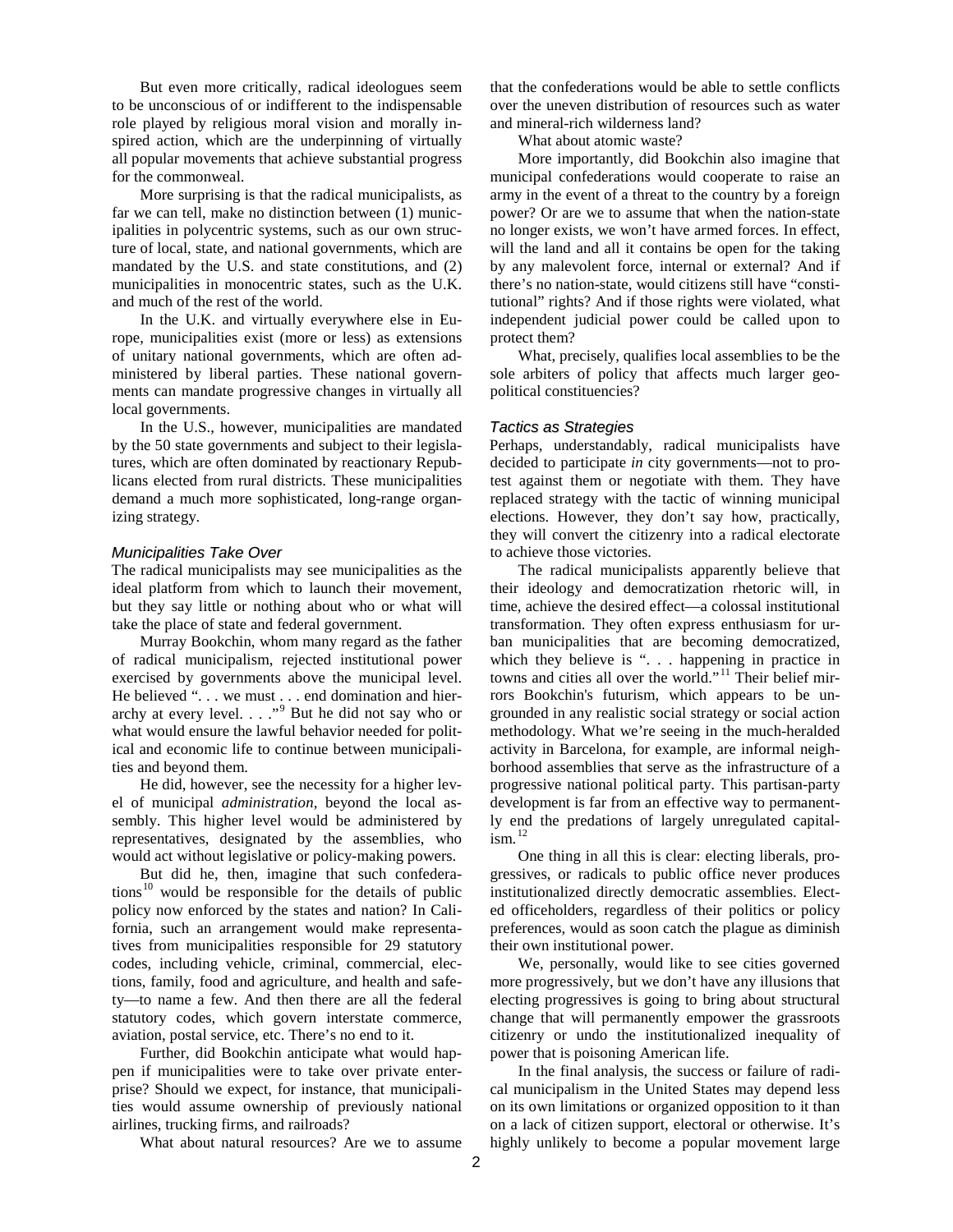But even more critically, radical ideologues seem to be unconscious of or indifferent to the indispensable role played by religious moral vision and morally inspired action, which are the underpinning of virtually all popular movements that achieve substantial progress for the commonweal.

More surprising is that the radical municipalists, as far we can tell, make no distinction between (1) municipalities in polycentric systems, such as our own structure of local, state, and national governments, which are mandated by the U.S. and state constitutions, and (2) municipalities in monocentric states, such as the U.K. and much of the rest of the world.

In the U.K. and virtually everywhere else in Europe, municipalities exist (more or less) as extensions of unitary national governments, which are often administered by liberal parties. These national governments can mandate progressive changes in virtually all local governments.

In the U.S., however, municipalities are mandated by the 50 state governments and subject to their legislatures, which are often dominated by reactionary Republicans elected from rural districts. These municipalities demand a much more sophisticated, long-range organizing strategy.

### *Municipalities Take Over*

The radical municipalists may see municipalities as the ideal platform from which to launch their movement, but they say little or nothing about who or what will take the place of state and federal government.

Murray Bookchin, whom many regard as the father of radical municipalism, rejected institutional power exercised by governments above the municipal level. He believed ". . . we must . . . end domination and hierarchy at every level. . . ."[9] But he did not say who or what would ensure the lawful behavior needed for political and economic life to continue between municipalities and beyond them.

He did, however, see the necessity for a higher level of municipal *administration*, beyond the local assembly. This higher level would be administered by representatives, designated by the assemblies, who would act without legislative or policy-making powers.

But did he, then, imagine that such confederations[10] would be responsible for the details of public policy now enforced by the states and nation? In California, such an arrangement would make representatives from municipalities responsible for 29 statutory codes, including vehicle, criminal, commercial, elections, family, food and agriculture, and health and safety—to name a few. And then there are all the federal statutory codes, which govern interstate commerce, aviation, postal service, etc. There's no end to it.

Further, did Bookchin anticipate what would happen if municipalities were to take over private enterprise? Should we expect, for instance, that municipalities would assume ownership of previously national airlines, trucking firms, and railroads?

What about natural resources? Are we to assume that the confederations would be able to settle conflicts over the uneven distribution of resources such as water and mineral-rich wilderness land?

What about atomic waste?

More importantly, did Bookchin also imagine that municipal confederations would cooperate to raise an army in the event of a threat to the country by a foreign power? Or are we to assume that when the nation-state no longer exists, we won't have armed forces. In effect, will the land and all it contains be open for the taking by any malevolent force, internal or external? And if there's no nation-state, would citizens still have "constitutional" rights? And if those rights were violated, what independent judicial power could be called upon to protect them?

What, precisely, qualifies local assemblies to be the sole arbiters of policy that affects much larger geopolitical constituencies?

### *Tactics as Strategies*

Perhaps, understandably, radical municipalists have decided to participate *in* city governments—not to protest against them or negotiate with them. They have replaced strategy with the tactic of winning municipal elections. However, they don't say how, practically, they will convert the citizenry into a radical electorate to achieve those victories.

The radical municipalists apparently believe that their ideology and democratization rhetoric will, in time, achieve the desired effect—a colossal institutional transformation. They often express enthusiasm for urban municipalities that are becoming democratized, which they believe is ". . . happening in practice in towns and cities all over the world."[11] Their belief mirrors Bookchin's futurism, which appears to be ungrounded in any realistic social strategy or social action methodology. What we're seeing in the much-heralded activity in Barcelona, for example, are informal neighborhood assemblies that serve as the infrastructure of a progressive national political party. This partisan-party development is far from an effective way to permanently end the predations of largely unregulated capitalism.[12]

One thing in all this is clear: electing liberals, progressives, or radicals to public office never produces institutionalized directly democratic assemblies. Elected officeholders, regardless of their politics or policy preferences, would as soon catch the plague as diminish their own institutional power.

We, personally, would like to see cities governed more progressively, but we don't have any illusions that electing progressives is going to bring about structural change that will permanently empower the grassroots citizenry or undo the institutionalized inequality of power that is poisoning American life.

In the final analysis, the success or failure of radical municipalism in the United States may depend less on its own limitations or organized opposition to it than on a lack of citizen support, electoral or otherwise. It's highly unlikely to become a popular movement large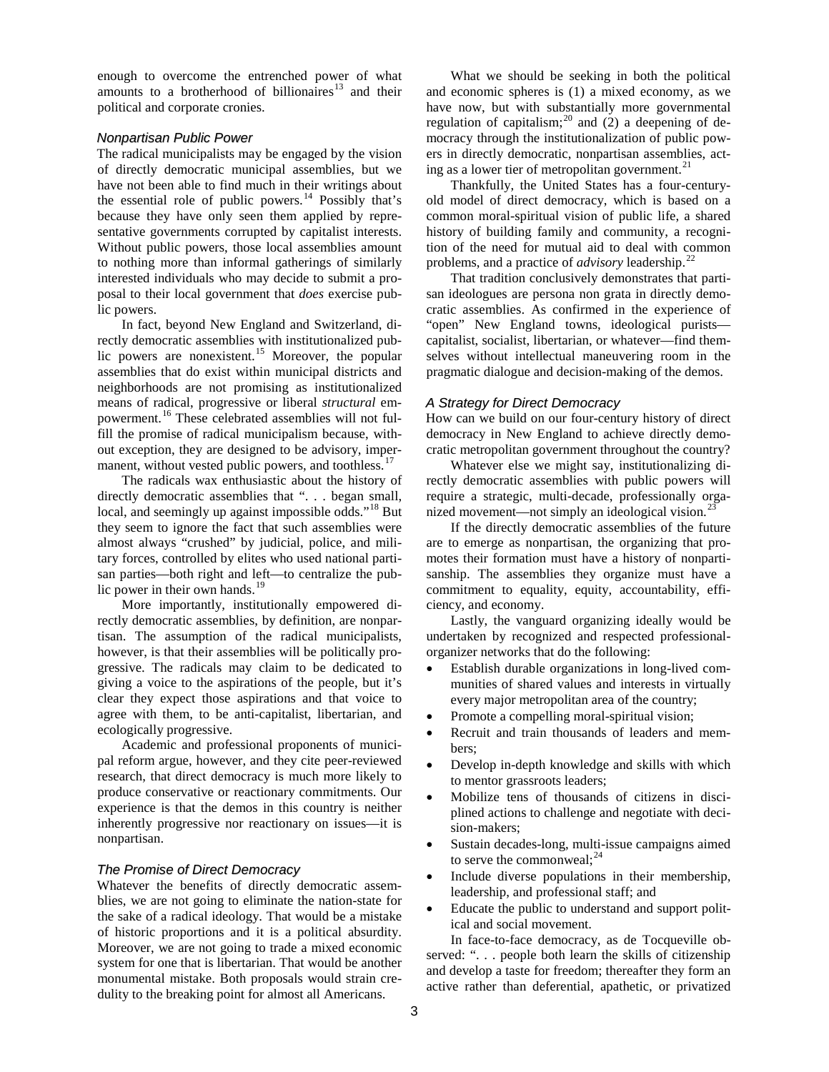enough to overcome the entrenched power of what amounts to a brotherhood of billionaires[13] and their political and corporate cronies.

### *Nonpartisan Public Power*

The radical municipalists may be engaged by the vision of directly democratic municipal assemblies, but we have not been able to find much in their writings about the essential role of public powers.[14] Possibly that's because they have only seen them applied by representative governments corrupted by capitalist interests. Without public powers, those local assemblies amount to nothing more than informal gatherings of similarly interested individuals who may decide to submit a proposal to their local government that *does* exercise public powers.

In fact, beyond New England and Switzerland, directly democratic assemblies with institutionalized public powers are nonexistent.[15] Moreover, the popular assemblies that do exist within municipal districts and neighborhoods are not promising as institutionalized means of radical, progressive or liberal *structural* empowerment.[16] These celebrated assemblies will not fulfill the promise of radical municipalism because, without exception, they are designed to be advisory, impermanent, without vested public powers, and toothless.[17]

The radicals wax enthusiastic about the history of directly democratic assemblies that ". . . began small, local, and seemingly up against impossible odds."[18] But they seem to ignore the fact that such assemblies were almost always "crushed" by judicial, police, and military forces, controlled by elites who used national partisan parties—both right and left—to centralize the public power in their own hands.[19]

More importantly, institutionally empowered directly democratic assemblies, by definition, are nonpartisan. The assumption of the radical municipalists, however, is that their assemblies will be politically progressive. The radicals may claim to be dedicated to giving a voice to the aspirations of the people, but it's clear they expect those aspirations and that voice to agree with them, to be anti-capitalist, libertarian, and ecologically progressive.

Academic and professional proponents of municipal reform argue, however, and they cite peer-reviewed research, that direct democracy is much more likely to produce conservative or reactionary commitments. Our experience is that the demos in this country is neither inherently progressive nor reactionary on issues—it is nonpartisan.

### *The Promise of Direct Democracy*

Whatever the benefits of directly democratic assemblies, we are not going to eliminate the nation-state for the sake of a radical ideology. That would be a mistake of historic proportions and it is a political absurdity. Moreover, we are not going to trade a mixed economic system for one that is libertarian. That would be another monumental mistake. Both proposals would strain credulity to the breaking point for almost all Americans.

What we should be seeking in both the political and economic spheres is (1) a mixed economy, as we have now, but with substantially more governmental regulation of capitalism;[20] and (2) a deepening of democracy through the institutionalization of public powers in directly democratic, nonpartisan assemblies, acting as a lower tier of metropolitan government.[21]

Thankfully, the United States has a four-century-old model of direct democracy, which is based on a common moral-spiritual vision of public life, a shared history of building family and community, a recognition of the need for mutual aid to deal with common problems, and a practice of *advisory* leadership.[22]

That tradition conclusively demonstrates that partisan ideologues are persona non grata in directly democratic assemblies. As confirmed in the experience of "open" New England towns, ideological purists—capitalist, socialist, libertarian, or whatever—find themselves without intellectual maneuvering room in the pragmatic dialogue and decision-making of the demos.

### *A Strategy for Direct Democracy*

How can we build on our four-century history of direct democracy in New England to achieve directly democratic metropolitan government throughout the country?

Whatever else we might say, institutionalizing directly democratic assemblies with public powers will require a strategic, multi-decade, professionally organized movement—not simply an ideological vision.[23]

If the directly democratic assemblies of the future are to emerge as nonpartisan, the organizing that promotes their formation must have a history of nonpartisanship. The assemblies they organize must have a commitment to equality, equity, accountability, efficiency, and economy.

Lastly, the vanguard organizing ideally would be undertaken by recognized and respected professional-organizer networks that do the following:

- Establish durable organizations in long-lived communities of shared values and interests in virtually every major metropolitan area of the country;
- Promote a compelling moral-spiritual vision;
- Recruit and train thousands of leaders and members;
- Develop in-depth knowledge and skills with which to mentor grassroots leaders;
- Mobilize tens of thousands of citizens in disciplined actions to challenge and negotiate with decision-makers;
- Sustain decades-long, multi-issue campaigns aimed to serve the commonweal;[24]
- Include diverse populations in their membership, leadership, and professional staff; and
- Educate the public to understand and support political and social movement.

In face-to-face democracy, as de Tocqueville observed: ". . . people both learn the skills of citizenship and develop a taste for freedom; thereafter they form an active rather than deferential, apathetic, or privatized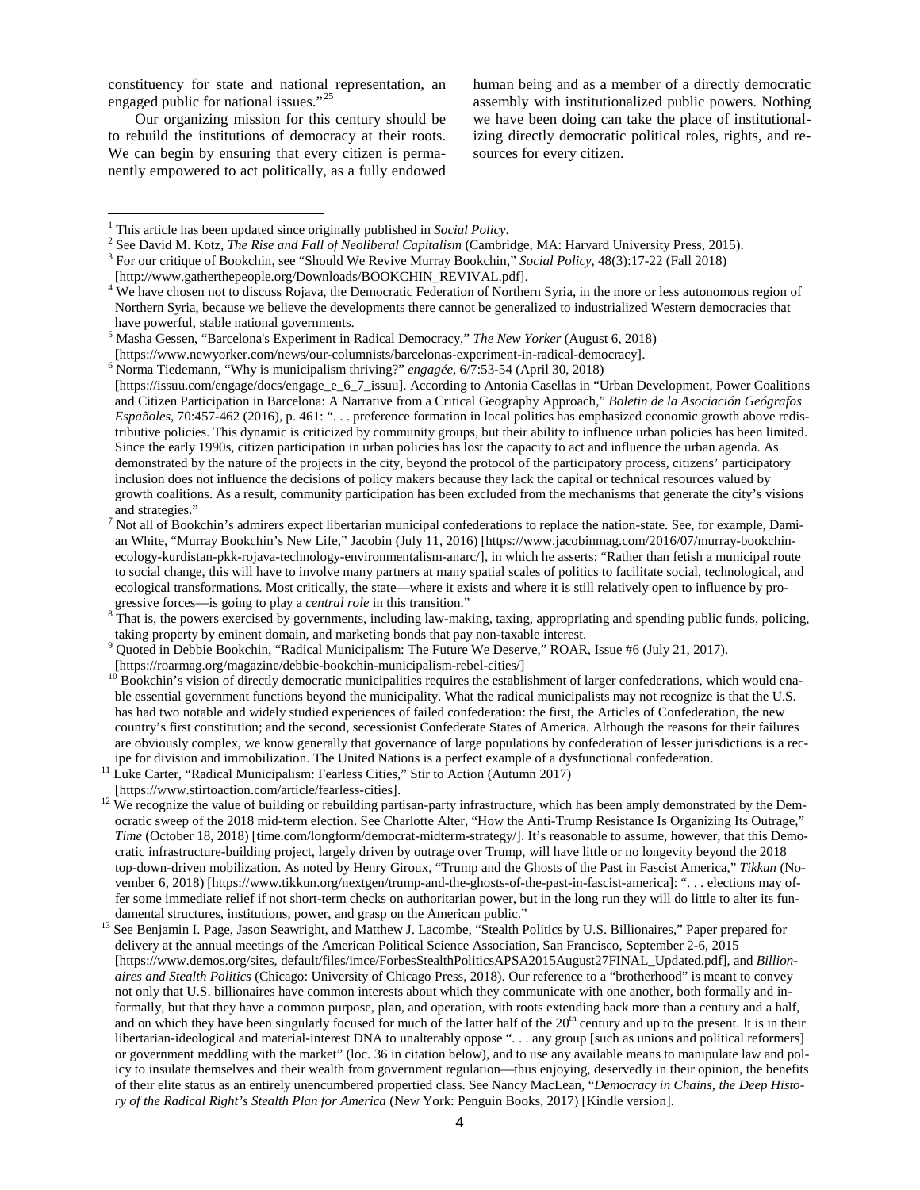constituency for state and national representation, an engaged public for national issues."[25]

Our organizing mission for this century should be to rebuild the institutions of democracy at their roots. We can begin by ensuring that every citizen is permanently empowered to act politically, as a fully endowed human being and as a member of a directly democratic assembly with institutionalized public powers. Nothing we have been doing can take the place of institutionalizing directly democratic political roles, rights, and resources for every citizen.

---

[1] This article has been updated since originally published in *Social Policy*.

[2] See David M. Kotz, *The Rise and Fall of Neoliberal Capitalism* (Cambridge, MA: Harvard University Press, 2015).

[3] For our critique of Bookchin, see "Should We Revive Murray Bookchin," *Social Policy*, 48(3):17-22 (Fall 2018) [http://www.gatherthepeople.org/Downloads/BOOKCHIN_REVIVAL.pdf].

[4] We have chosen not to discuss Rojava, the Democratic Federation of Northern Syria, in the more or less autonomous region of Northern Syria, because we believe the developments there cannot be generalized to industrialized Western democracies that have powerful, stable national governments.

[5] Masha Gessen, "Barcelona's Experiment in Radical Democracy," *The New Yorker* (August 6, 2018) [https://www.newyorker.com/news/our-columnists/barcelonas-experiment-in-radical-democracy].

[6] Norma Tiedemann, "Why is municipalism thriving?" *engagée*, 6/7:53-54 (April 30, 2018) [https://issuu.com/engage/docs/engage_e_6_7_issuu]. According to Antonia Casellas in "Urban Development, Power Coalitions and Citizen Participation in Barcelona: A Narrative from a Critical Geography Approach," *Boletin de la Asociación Geógrafos Españoles*, 70:457-462 (2016), p. 461: ". . . preference formation in local politics has emphasized economic growth above redistributive policies. This dynamic is criticized by community groups, but their ability to influence urban policies has been limited. Since the early 1990s, citizen participation in urban policies has lost the capacity to act and influence the urban agenda. As demonstrated by the nature of the projects in the city, beyond the protocol of the participatory process, citizens' participatory inclusion does not influence the decisions of policy makers because they lack the capital or technical resources valued by growth coalitions. As a result, community participation has been excluded from the mechanisms that generate the city's visions and strategies."

[7] Not all of Bookchin's admirers expect libertarian municipal confederations to replace the nation-state. See, for example, Damian White, "Murray Bookchin's New Life," Jacobin (July 11, 2016) [https://www.jacobinmag.com/2016/07/murray-bookchin-ecology-kurdistan-pkk-rojava-technology-environmentalism-anarc/], in which he asserts: "Rather than fetish a municipal route to social change, this will have to involve many partners at many spatial scales of politics to facilitate social, technological, and ecological transformations. Most critically, the state—where it exists and where it is still relatively open to influence by progressive forces—is going to play a *central role* in this transition."

[8] That is, the powers exercised by governments, including law-making, taxing, appropriating and spending public funds, policing, taking property by eminent domain, and marketing bonds that pay non-taxable interest.

[9] Quoted in Debbie Bookchin, "Radical Municipalism: The Future We Deserve," ROAR, Issue #6 (July 21, 2017). [https://roarmag.org/magazine/debbie-bookchin-municipalism-rebel-cities/]

[10] Bookchin's vision of directly democratic municipalities requires the establishment of larger confederations, which would enable essential government functions beyond the municipality. What the radical municipalists may not recognize is that the U.S. has had two notable and widely studied experiences of failed confederation: the first, the Articles of Confederation, the new country's first constitution; and the second, secessionist Confederate States of America. Although the reasons for their failures are obviously complex, we know generally that governance of large populations by confederation of lesser jurisdictions is a recipe for division and immobilization. The United Nations is a perfect example of a dysfunctional confederation.

[11] Luke Carter, "Radical Municipalism: Fearless Cities," Stir to Action (Autumn 2017) [https://www.stirtoaction.com/article/fearless-cities].

[12] We recognize the value of building or rebuilding partisan-party infrastructure, which has been amply demonstrated by the Democratic sweep of the 2018 mid-term election. See Charlotte Alter, "How the Anti-Trump Resistance Is Organizing Its Outrage," *Time* (October 18, 2018) [time.com/longform/democrat-midterm-strategy/]. It's reasonable to assume, however, that this Democratic infrastructure-building project, largely driven by outrage over Trump, will have little or no longevity beyond the 2018 top-down-driven mobilization. As noted by Henry Giroux, "Trump and the Ghosts of the Past in Fascist America," *Tikkun* (November 6, 2018) [https://www.tikkun.org/nextgen/trump-and-the-ghosts-of-the-past-in-fascist-america]: ". . . elections may offer some immediate relief if not short-term checks on authoritarian power, but in the long run they will do little to alter its fundamental structures, institutions, power, and grasp on the American public."

[13] See Benjamin I. Page, Jason Seawright, and Matthew J. Lacombe, "Stealth Politics by U.S. Billionaires," Paper prepared for delivery at the annual meetings of the American Political Science Association, San Francisco, September 2-6, 2015 [https://www.demos.org/sites, default/files/imce/ForbesStealthPoliticsAPSA2015August27FINAL_Updated.pdf], and *Billionaires and Stealth Politics* (Chicago: University of Chicago Press, 2018). Our reference to a "brotherhood" is meant to convey not only that U.S. billionaires have common interests about which they communicate with one another, both formally and informally, but that they have a common purpose, plan, and operation, with roots extending back more than a century and a half, and on which they have been singularly focused for much of the latter half of the 20th century and up to the present. It is in their libertarian-ideological and material-interest DNA to unalterably oppose ". . . any group [such as unions and political reformers] or government meddling with the market" (loc. 36 in citation below), and to use any available means to manipulate law and policy to insulate themselves and their wealth from government regulation—thus enjoying, deservedly in their opinion, the benefits of their elite status as an entirely unencumbered propertied class. See Nancy MacLean, "*Democracy in Chains, the Deep History of the Radical Right's Stealth Plan for America* (New York: Penguin Books, 2017) [Kindle version].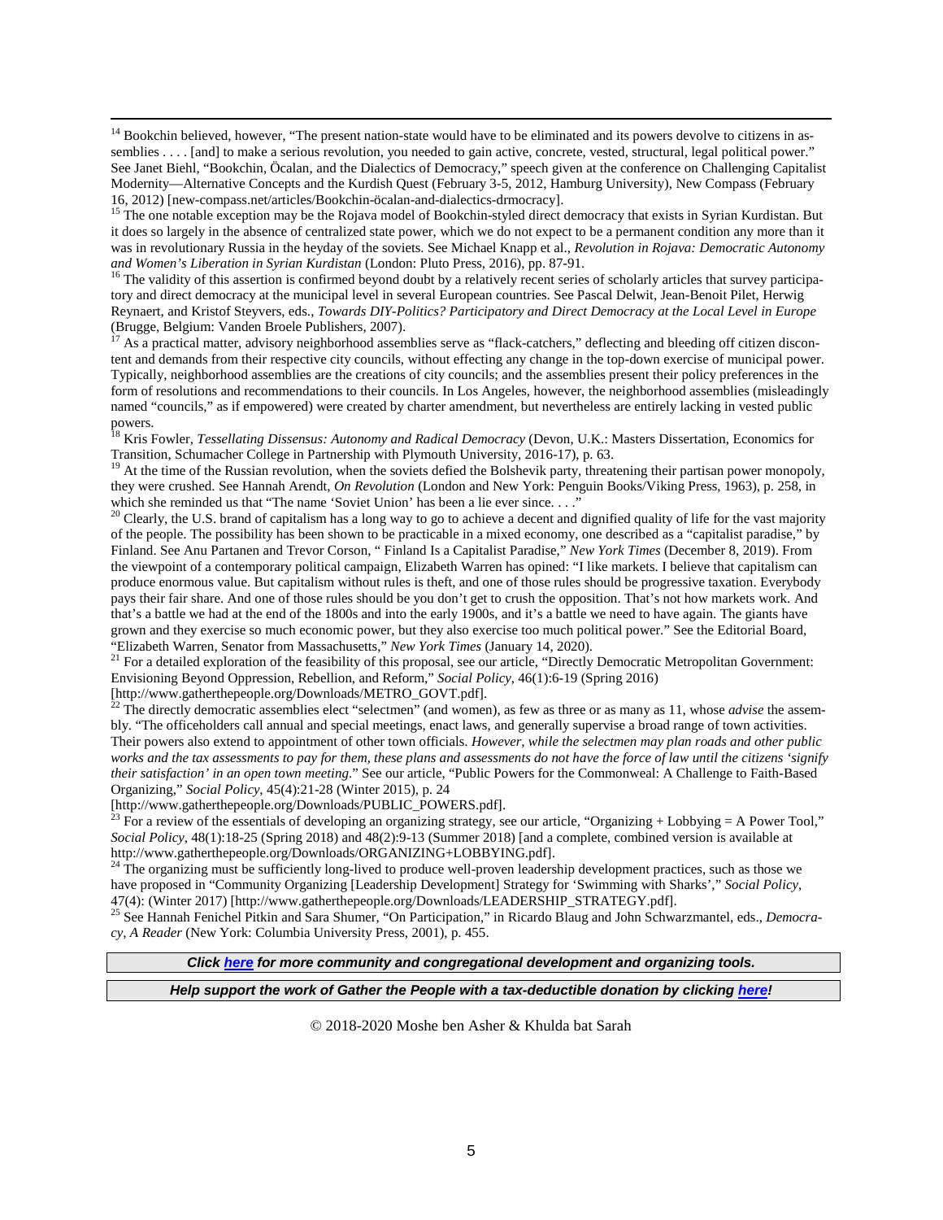[14] Bookchin believed, however, "The present nation-state would have to be eliminated and its powers devolve to citizens in assemblies . . . . [and] to make a serious revolution, you needed to gain active, concrete, vested, structural, legal political power." See Janet Biehl, "Bookchin, Öcalan, and the Dialectics of Democracy," speech given at the conference on Challenging Capitalist Modernity—Alternative Concepts and the Kurdish Quest (February 3-5, 2012, Hamburg University), New Compass (February 16, 2012) [new-compass.net/articles/Bookchin-öcalan-and-dialectics-drmocracy].

[15] The one notable exception may be the Rojava model of Bookchin-styled direct democracy that exists in Syrian Kurdistan. But it does so largely in the absence of centralized state power, which we do not expect to be a permanent condition any more than it was in revolutionary Russia in the heyday of the soviets. See Michael Knapp et al., *Revolution in Rojava: Democratic Autonomy and Women's Liberation in Syrian Kurdistan* (London: Pluto Press, 2016), pp. 87-91.

[16] The validity of this assertion is confirmed beyond doubt by a relatively recent series of scholarly articles that survey participatory and direct democracy at the municipal level in several European countries. See Pascal Delwit, Jean-Benoit Pilet, Herwig Reynaert, and Kristof Steyvers, eds., *Towards DIY-Politics? Participatory and Direct Democracy at the Local Level in Europe* (Brugge, Belgium: Vanden Broele Publishers, 2007).

[17] As a practical matter, advisory neighborhood assemblies serve as "flack-catchers," deflecting and bleeding off citizen discontent and demands from their respective city councils, without effecting any change in the top-down exercise of municipal power. Typically, neighborhood assemblies are the creations of city councils; and the assemblies present their policy preferences in the form of resolutions and recommendations to their councils. In Los Angeles, however, the neighborhood assemblies (misleadingly named "councils," as if empowered) were created by charter amendment, but nevertheless are entirely lacking in vested public powers.

[18] Kris Fowler, *Tessellating Dissensus: Autonomy and Radical Democracy* (Devon, U.K.: Masters Dissertation, Economics for Transition, Schumacher College in Partnership with Plymouth University, 2016-17), p. 63.

[19] At the time of the Russian revolution, when the soviets defied the Bolshevik party, threatening their partisan power monopoly, they were crushed. See Hannah Arendt, *On Revolution* (London and New York: Penguin Books/Viking Press, 1963), p. 258, in which she reminded us that "The name 'Soviet Union' has been a lie ever since. . . ."

[20] Clearly, the U.S. brand of capitalism has a long way to go to achieve a decent and dignified quality of life for the vast majority of the people. The possibility has been shown to be practicable in a mixed economy, one described as a "capitalist paradise," by Finland. See Anu Partanen and Trevor Corson, " Finland Is a Capitalist Paradise," *New York Times* (December 8, 2019). From the viewpoint of a contemporary political campaign, Elizabeth Warren has opined: "I like markets. I believe that capitalism can produce enormous value. But capitalism without rules is theft, and one of those rules should be progressive taxation. Everybody pays their fair share. And one of those rules should be you don't get to crush the opposition. That's not how markets work. And that's a battle we had at the end of the 1800s and into the early 1900s, and it's a battle we need to have again. The giants have grown and they exercise so much economic power, but they also exercise too much political power." See the Editorial Board, "Elizabeth Warren, Senator from Massachusetts," *New York Times* (January 14, 2020).

[21] For a detailed exploration of the feasibility of this proposal, see our article, "Directly Democratic Metropolitan Government: Envisioning Beyond Oppression, Rebellion, and Reform," *Social Policy*, 46(1):6-19 (Spring 2016) [http://www.gatherthepeople.org/Downloads/METRO_GOVT.pdf].

[22] The directly democratic assemblies elect "selectmen" (and women), as few as three or as many as 11, whose *advise* the assembly. "The officeholders call annual and special meetings, enact laws, and generally supervise a broad range of town activities. Their powers also extend to appointment of other town officials. *However, while the selectmen may plan roads and other public works and the tax assessments to pay for them, these plans and assessments do not have the force of law until the citizens 'signify their satisfaction' in an open town meeting.*" See our article, "Public Powers for the Commonweal: A Challenge to Faith-Based Organizing," *Social Policy*, 45(4):21-28 (Winter 2015), p. 24 [http://www.gatherthepeople.org/Downloads/PUBLIC_POWERS.pdf].

[23] For a review of the essentials of developing an organizing strategy, see our article, "Organizing + Lobbying = A Power Tool," *Social Policy*, 48(1):18-25 (Spring 2018) and 48(2):9-13 (Summer 2018) [and a complete, combined version is available at http://www.gatherthepeople.org/Downloads/ORGANIZING+LOBBYING.pdf].

[24] The organizing must be sufficiently long-lived to produce well-proven leadership development practices, such as those we have proposed in "Community Organizing [Leadership Development] Strategy for 'Swimming with Sharks'," *Social Policy*, 47(4): (Winter 2017) [http://www.gatherthepeople.org/Downloads/LEADERSHIP_STRATEGY.pdf].

[25] See Hannah Fenichel Pitkin and Sara Shumer, "On Participation," in Ricardo Blaug and John Schwarzmantel, eds., *Democracy, A Reader* (New York: Columbia University Press, 2001), p. 455.

***Click here for more community and congregational development and organizing tools.***

***Help support the work of Gather the People with a tax-deductible donation by clicking here!***

© 2018-2020 Moshe ben Asher & Khulda bat Sarah